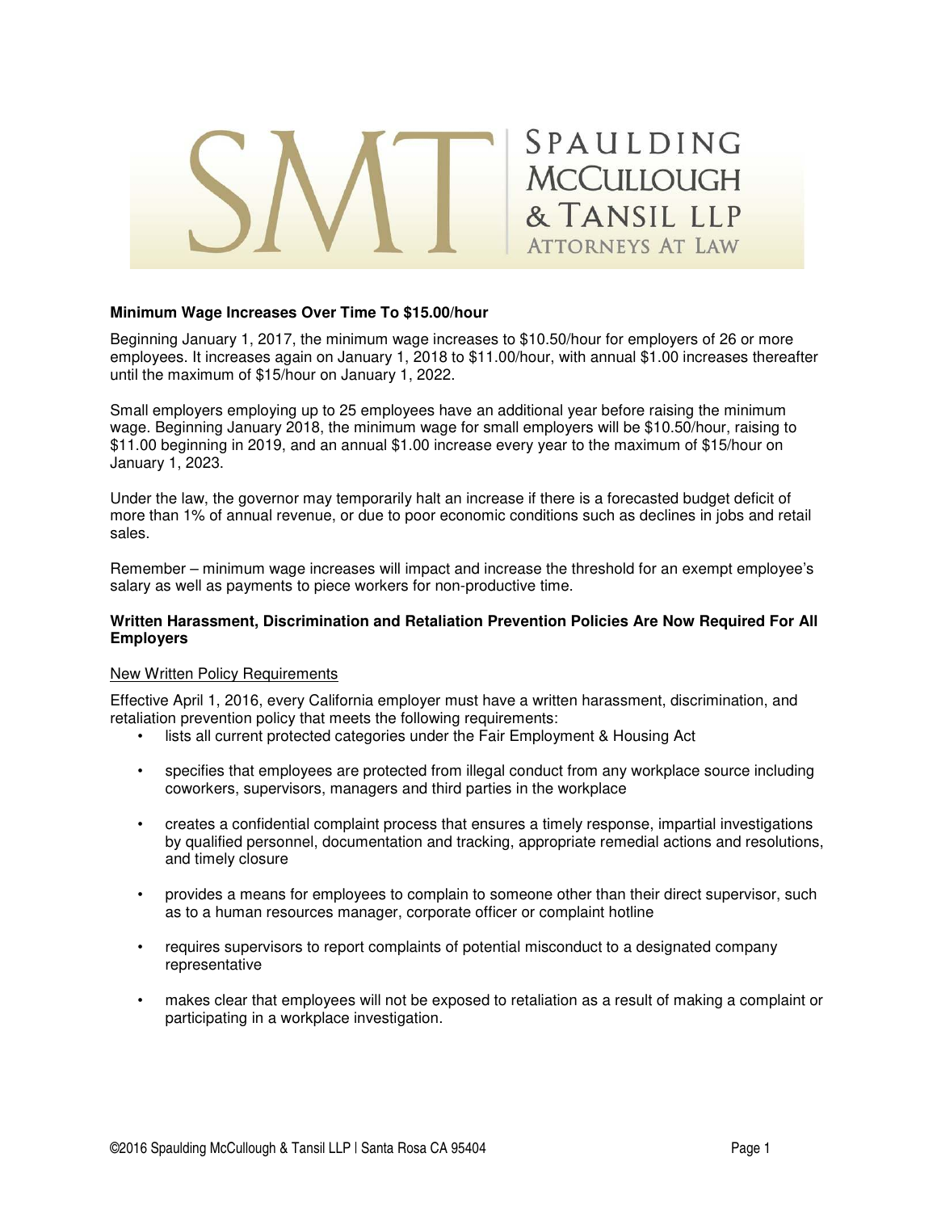# Spaulding McCullough & Tansil LLP
Attorneys At Law

**Minimum Wage Increases Over Time To $15.00/hour**

Beginning January 1, 2017, the minimum wage increases to $10.50/hour for employers of 26 or more employees. It increases again on January 1, 2018 to $11.00/hour, with annual $1.00 increases thereafter until the maximum of $15/hour on January 1, 2022.

Small employers employing up to 25 employees have an additional year before raising the minimum wage. Beginning January 2018, the minimum wage for small employers will be $10.50/hour, raising to $11.00 beginning in 2019, and an annual $1.00 increase every year to the maximum of $15/hour on January 1, 2023.

Under the law, the governor may temporarily halt an increase if there is a forecasted budget deficit of more than 1% of annual revenue, or due to poor economic conditions such as declines in jobs and retail sales.

Remember – minimum wage increases will impact and increase the threshold for an exempt employee's salary as well as payments to piece workers for non-productive time.

**Written Harassment, Discrimination and Retaliation Prevention Policies Are Now Required For All Employers**

<u>New Written Policy Requirements</u>

Effective April 1, 2016, every California employer must have a written harassment, discrimination, and retaliation prevention policy that meets the following requirements:

- lists all current protected categories under the Fair Employment & Housing Act
- specifies that employees are protected from illegal conduct from any workplace source including coworkers, supervisors, managers and third parties in the workplace
- creates a confidential complaint process that ensures a timely response, impartial investigations by qualified personnel, documentation and tracking, appropriate remedial actions and resolutions, and timely closure
- provides a means for employees to complain to someone other than their direct supervisor, such as to a human resources manager, corporate officer or complaint hotline
- requires supervisors to report complaints of potential misconduct to a designated company representative
- makes clear that employees will not be exposed to retaliation as a result of making a complaint or participating in a workplace investigation.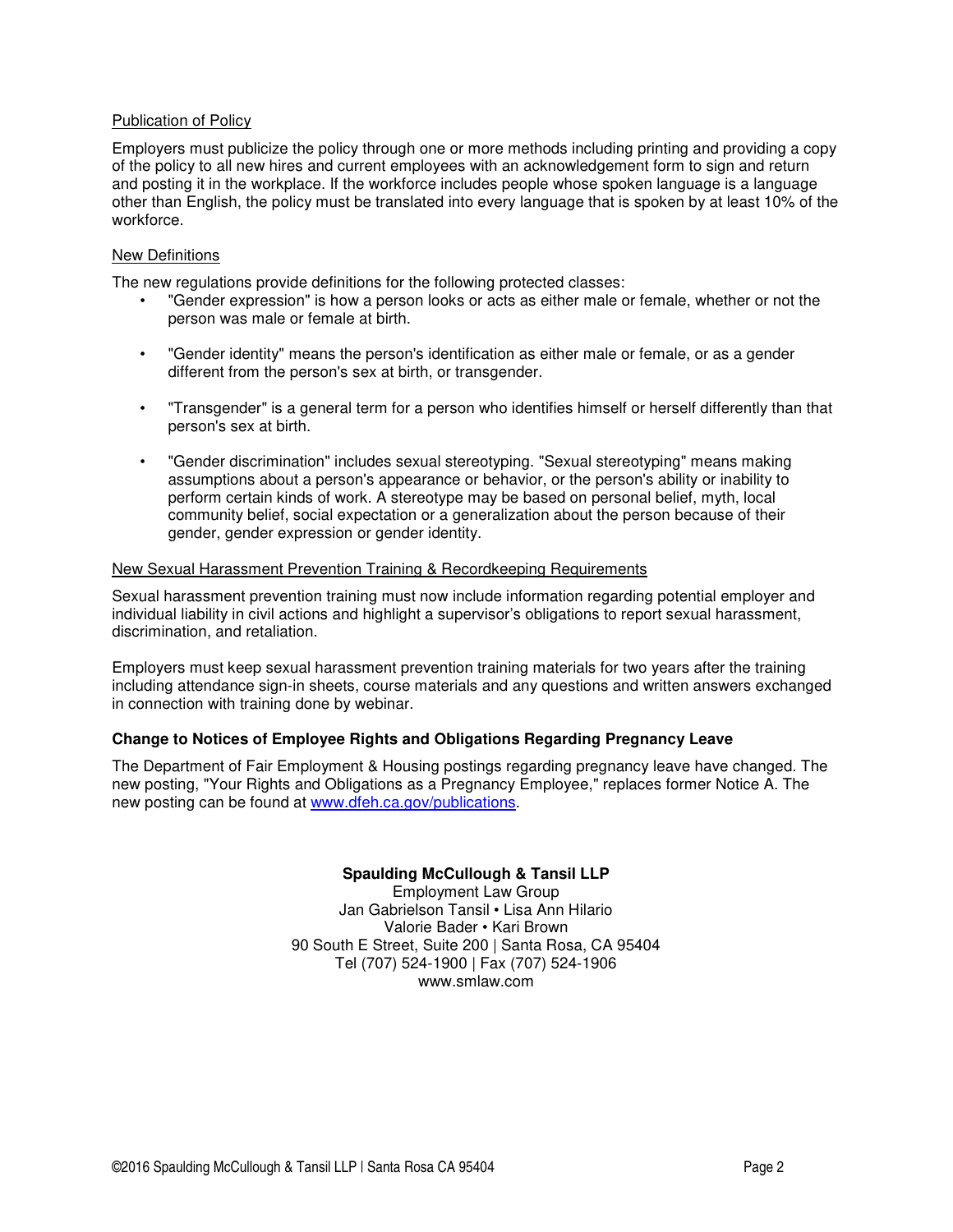<u>Publication of Policy</u>

Employers must publicize the policy through one or more methods including printing and providing a copy of the policy to all new hires and current employees with an acknowledgement form to sign and return and posting it in the workplace. If the workforce includes people whose spoken language is a language other than English, the policy must be translated into every language that is spoken by at least 10% of the workforce.

<u>New Definitions</u>

The new regulations provide definitions for the following protected classes:

- "Gender expression" is how a person looks or acts as either male or female, whether or not the person was male or female at birth.
- "Gender identity" means the person's identification as either male or female, or as a gender different from the person's sex at birth, or transgender.
- "Transgender" is a general term for a person who identifies himself or herself differently than that person's sex at birth.
- "Gender discrimination" includes sexual stereotyping. "Sexual stereotyping" means making assumptions about a person's appearance or behavior, or the person's ability or inability to perform certain kinds of work. A stereotype may be based on personal belief, myth, local community belief, social expectation or a generalization about the person because of their gender, gender expression or gender identity.

<u>New Sexual Harassment Prevention Training & Recordkeeping Requirements</u>

Sexual harassment prevention training must now include information regarding potential employer and individual liability in civil actions and highlight a supervisor's obligations to report sexual harassment, discrimination, and retaliation.

Employers must keep sexual harassment prevention training materials for two years after the training including attendance sign-in sheets, course materials and any questions and written answers exchanged in connection with training done by webinar.

**Change to Notices of Employee Rights and Obligations Regarding Pregnancy Leave**

The Department of Fair Employment & Housing postings regarding pregnancy leave have changed. The new posting, "Your Rights and Obligations as a Pregnancy Employee," replaces former Notice A. The new posting can be found at [www.dfeh.ca.gov/publications](http://www.dfeh.ca.gov/publications).

**Spaulding McCullough & Tansil LLP**
Employment Law Group
Jan Gabrielson Tansil • Lisa Ann Hilario
Valorie Bader • Kari Brown
90 South E Street, Suite 200 | Santa Rosa, CA 95404
Tel (707) 524-1900 | Fax (707) 524-1906
www.smlaw.com

©2016 Spaulding McCullough & Tansil LLP | Santa Rosa CA 95404